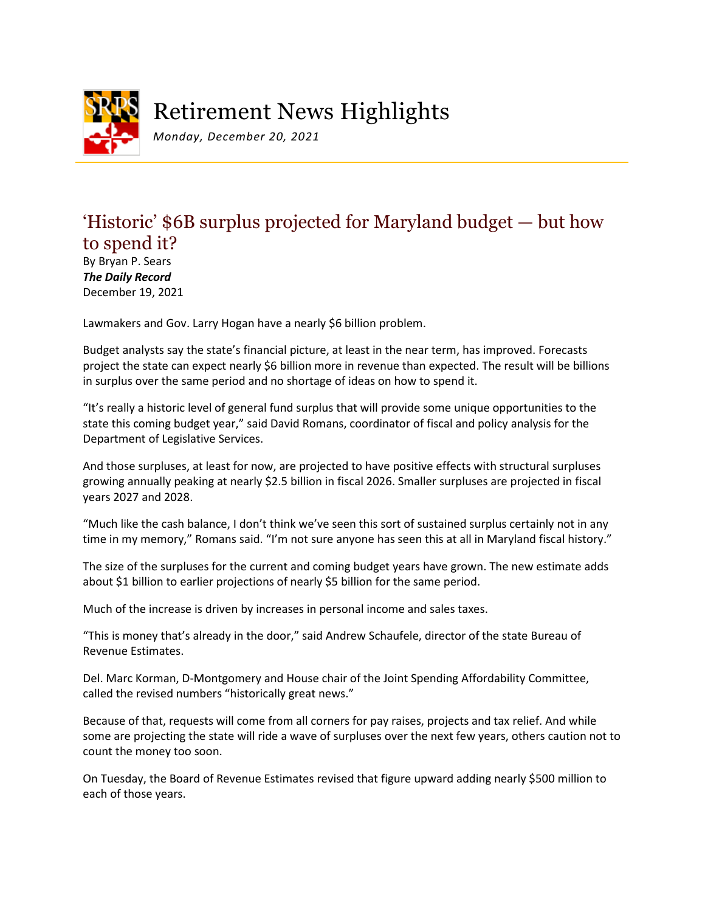# Retirement News Highlights

*Monday, December 20, 2021*

## 'Historic' $6B surplus projected for Maryland budget — but how to spend it?

By Bryan P. Sears
***The Daily Record***
December 19, 2021

Lawmakers and Gov. Larry Hogan have a nearly $6 billion problem.

Budget analysts say the state's financial picture, at least in the near term, has improved. Forecasts project the state can expect nearly $6 billion more in revenue than expected. The result will be billions in surplus over the same period and no shortage of ideas on how to spend it.

"It's really a historic level of general fund surplus that will provide some unique opportunities to the state this coming budget year," said David Romans, coordinator of fiscal and policy analysis for the Department of Legislative Services.

And those surpluses, at least for now, are projected to have positive effects with structural surpluses growing annually peaking at nearly $2.5 billion in fiscal 2026. Smaller surpluses are projected in fiscal years 2027 and 2028.

"Much like the cash balance, I don't think we've seen this sort of sustained surplus certainly not in any time in my memory," Romans said. "I'm not sure anyone has seen this at all in Maryland fiscal history."

The size of the surpluses for the current and coming budget years have grown. The new estimate adds about $1 billion to earlier projections of nearly $5 billion for the same period.

Much of the increase is driven by increases in personal income and sales taxes.

"This is money that's already in the door," said Andrew Schaufele, director of the state Bureau of Revenue Estimates.

Del. Marc Korman, D-Montgomery and House chair of the Joint Spending Affordability Committee, called the revised numbers "historically great news."

Because of that, requests will come from all corners for pay raises, projects and tax relief. And while some are projecting the state will ride a wave of surpluses over the next few years, others caution not to count the money too soon.

On Tuesday, the Board of Revenue Estimates revised that figure upward adding nearly $500 million to each of those years.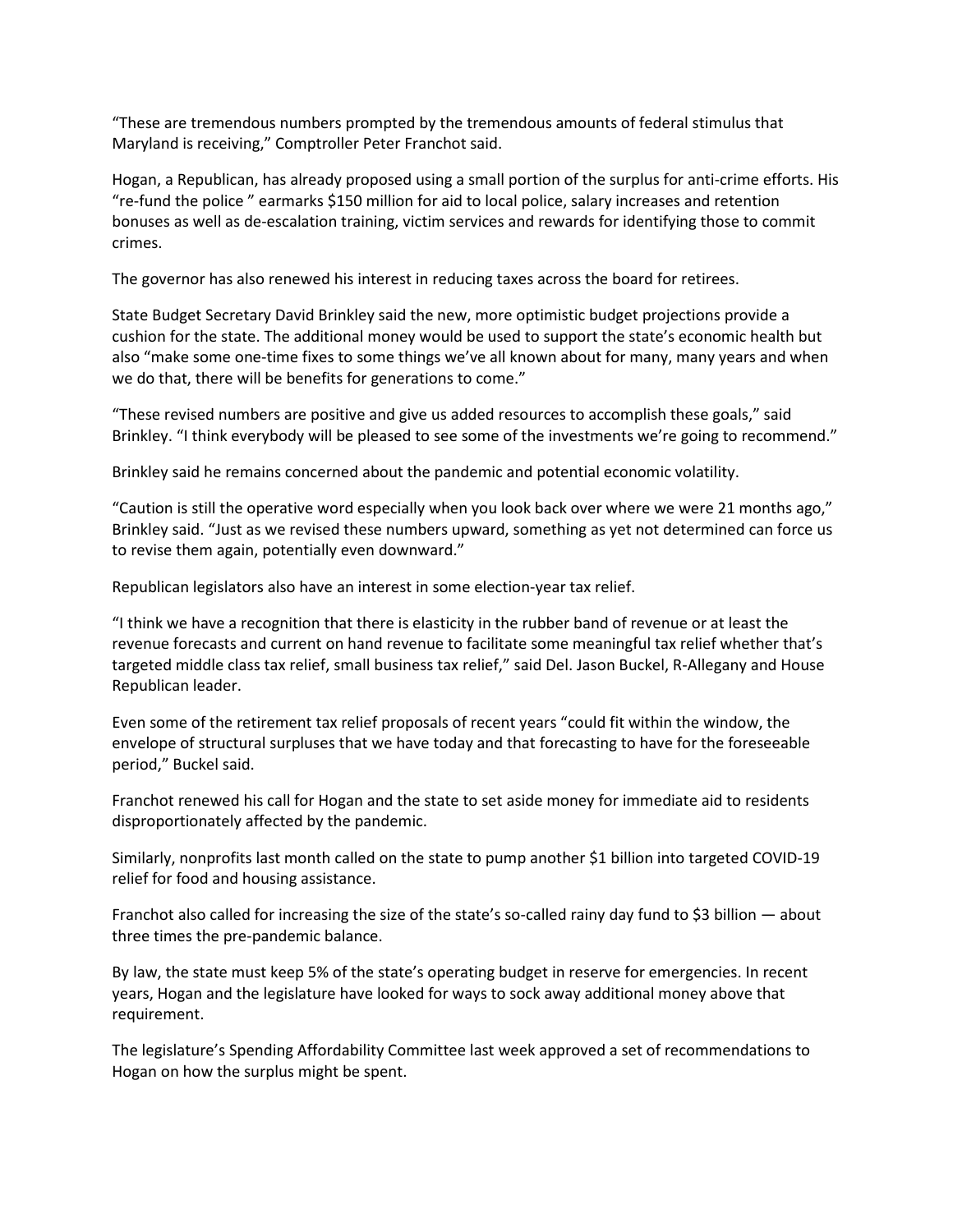“These are tremendous numbers prompted by the tremendous amounts of federal stimulus that Maryland is receiving,” Comptroller Peter Franchot said.

Hogan, a Republican, has already proposed using a small portion of the surplus for anti-crime efforts. His “re-fund the police ” earmarks $150 million for aid to local police, salary increases and retention bonuses as well as de-escalation training, victim services and rewards for identifying those to commit crimes.

The governor has also renewed his interest in reducing taxes across the board for retirees.

State Budget Secretary David Brinkley said the new, more optimistic budget projections provide a cushion for the state. The additional money would be used to support the state’s economic health but also “make some one-time fixes to some things we’ve all known about for many, many years and when we do that, there will be benefits for generations to come.”

“These revised numbers are positive and give us added resources to accomplish these goals,” said Brinkley. “I think everybody will be pleased to see some of the investments we’re going to recommend.”

Brinkley said he remains concerned about the pandemic and potential economic volatility.

“Caution is still the operative word especially when you look back over where we were 21 months ago,” Brinkley said. “Just as we revised these numbers upward, something as yet not determined can force us to revise them again, potentially even downward.”

Republican legislators also have an interest in some election-year tax relief.

“I think we have a recognition that there is elasticity in the rubber band of revenue or at least the revenue forecasts and current on hand revenue to facilitate some meaningful tax relief whether that’s targeted middle class tax relief, small business tax relief,” said Del. Jason Buckel, R-Allegany and House Republican leader.

Even some of the retirement tax relief proposals of recent years “could fit within the window, the envelope of structural surpluses that we have today and that forecasting to have for the foreseeable period,” Buckel said.

Franchot renewed his call for Hogan and the state to set aside money for immediate aid to residents disproportionately affected by the pandemic.

Similarly, nonprofits last month called on the state to pump another $1 billion into targeted COVID-19 relief for food and housing assistance.

Franchot also called for increasing the size of the state’s so-called rainy day fund to $3 billion — about three times the pre-pandemic balance.

By law, the state must keep 5% of the state’s operating budget in reserve for emergencies. In recent years, Hogan and the legislature have looked for ways to sock away additional money above that requirement.

The legislature’s Spending Affordability Committee last week approved a set of recommendations to Hogan on how the surplus might be spent.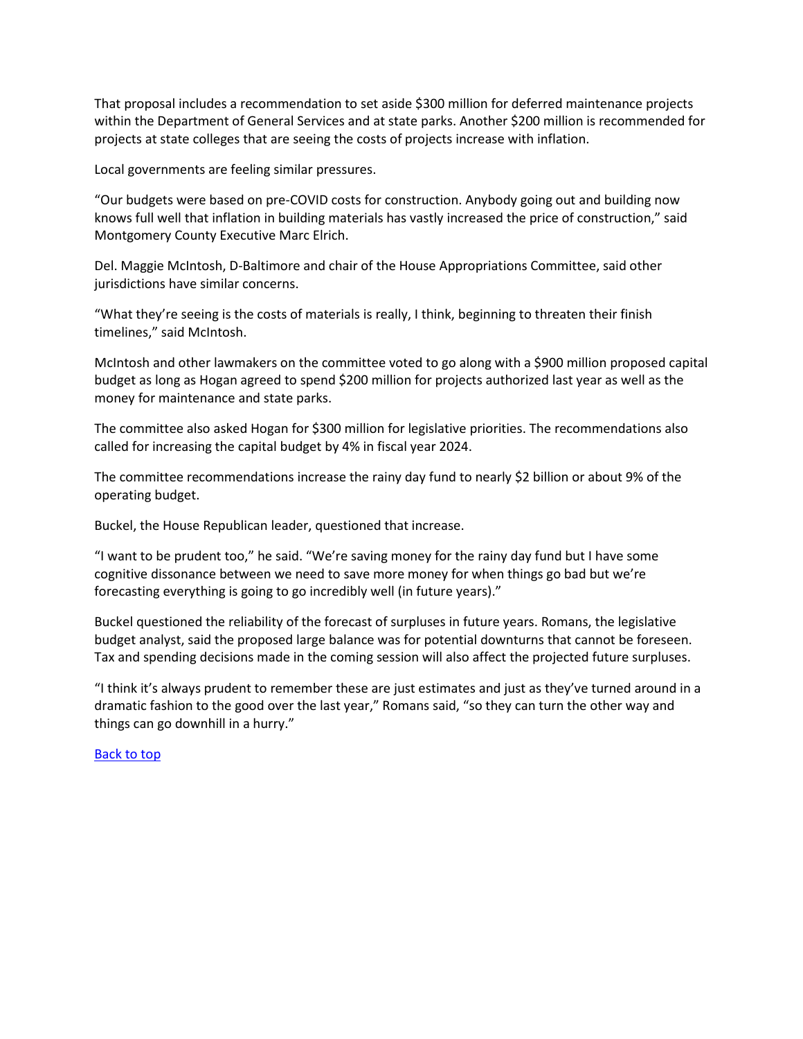That proposal includes a recommendation to set aside $300 million for deferred maintenance projects within the Department of General Services and at state parks. Another $200 million is recommended for projects at state colleges that are seeing the costs of projects increase with inflation.

Local governments are feeling similar pressures.

"Our budgets were based on pre-COVID costs for construction. Anybody going out and building now knows full well that inflation in building materials has vastly increased the price of construction," said Montgomery County Executive Marc Elrich.

Del. Maggie McIntosh, D-Baltimore and chair of the House Appropriations Committee, said other jurisdictions have similar concerns.

"What they're seeing is the costs of materials is really, I think, beginning to threaten their finish timelines," said McIntosh.

McIntosh and other lawmakers on the committee voted to go along with a $900 million proposed capital budget as long as Hogan agreed to spend $200 million for projects authorized last year as well as the money for maintenance and state parks.

The committee also asked Hogan for $300 million for legislative priorities. The recommendations also called for increasing the capital budget by 4% in fiscal year 2024.

The committee recommendations increase the rainy day fund to nearly $2 billion or about 9% of the operating budget.

Buckel, the House Republican leader, questioned that increase.

"I want to be prudent too," he said. "We're saving money for the rainy day fund but I have some cognitive dissonance between we need to save more money for when things go bad but we're forecasting everything is going to go incredibly well (in future years)."

Buckel questioned the reliability of the forecast of surpluses in future years. Romans, the legislative budget analyst, said the proposed large balance was for potential downturns that cannot be foreseen. Tax and spending decisions made in the coming session will also affect the projected future surpluses.

"I think it's always prudent to remember these are just estimates and just as they've turned around in a dramatic fashion to the good over the last year," Romans said, "so they can turn the other way and things can go downhill in a hurry."

Back to top